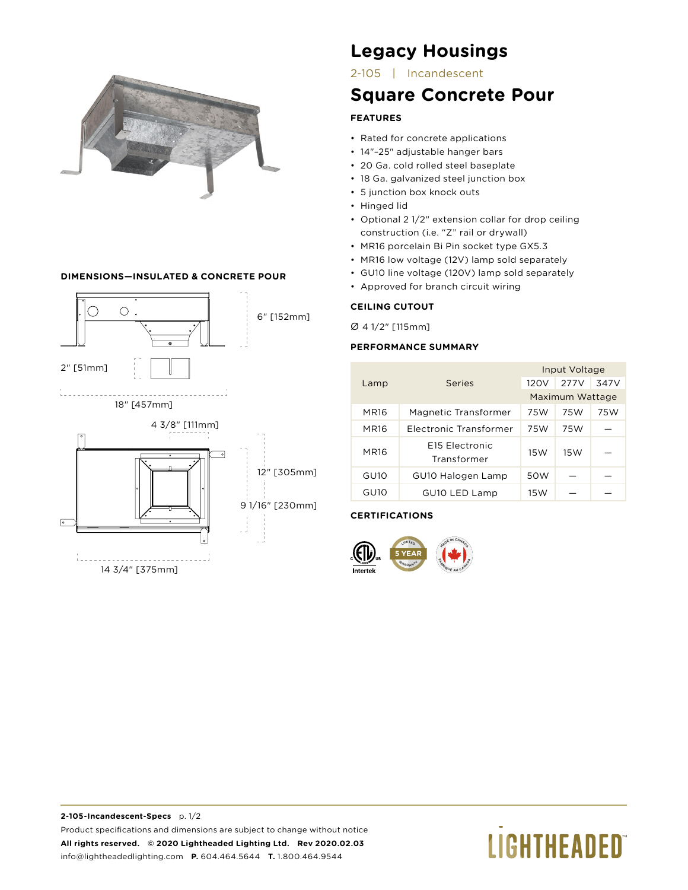# Legacy Housings

2-105 | Incandescent

## Square Concrete Pour

### FEATURES

- Rated for concrete applications
- 14"–25" adjustable hanger bars
- 20 Ga. cold rolled steel baseplate
- 18 Ga. galvanized steel junction box
- 5 junction box knock outs
- Hinged lid
- Optional 2 1/2" extension collar for drop ceiling construction (i.e. "Z" rail or drywall)
- MR16 porcelain Bi Pin socket type GX5.3
- MR16 low voltage (12V) lamp sold separately
- GU10 line voltage (120V) lamp sold separately
- Approved for branch circuit wiring

### DIMENSIONS—INSULATED & CONCRETE POUR

6" [152mm]

2" [51mm]

18" [457mm]

4 3/8" [111mm]

12" [305mm]

9 1/16" [230mm]

14 3/4" [375mm]

### CEILING CUTOUT

Ø 4 1/2" [115mm]

### PERFORMANCE SUMMARY

| Lamp | Series | Input Voltage | | |
|---|---|---|---|---|
| | | 120V | 277V | 347V |
| | | Maximum Wattage | | |
| MR16 | Magnetic Transformer | 75W | 75W | 75W |
| MR16 | Electronic Transformer | 75W | 75W | — |
| MR16 | E15 Electronic Transformer | 15W | 15W | — |
| GU10 | GU10 Halogen Lamp | 50W | — | — |
| GU10 | GU10 LED Lamp | 15W | — | — |

### CERTIFICATIONS

Intertek · 5 YEAR LIMITED WARRANTY · MADE IN CANADA / FABRIQUÉ AU CANADA

**2-105-Incandescent-Specs** p. 1/2

Product specifications and dimensions are subject to change without notice

**All rights reserved. © 2020 Lightheaded Lighting Ltd. Rev 2020.02.03**

info@lightheadedlighting.com **P.** 604.464.5644 **T.** 1.800.464.9544

LIGHTHEADED™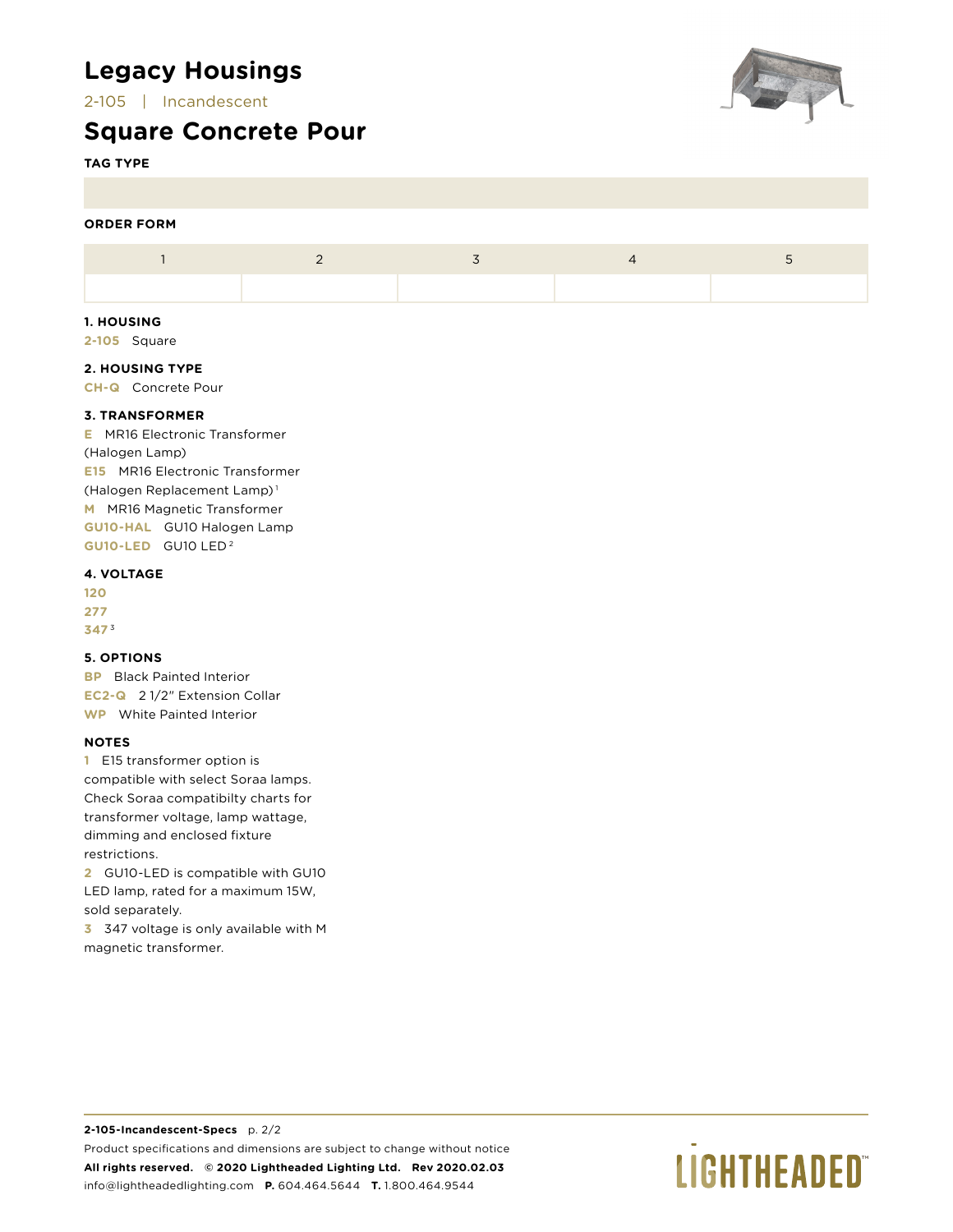# Legacy Housings

2-105 | Incandescent

## Square Concrete Pour

**TAG TYPE**

**ORDER FORM**

| 1 | 2 | 3 | 4 | 5 |
|---|---|---|---|---|
| | | | | |

**1. HOUSING**

**2-105** Square

**2. HOUSING TYPE**

**CH-Q** Concrete Pour

**3. TRANSFORMER**

**E** MR16 Electronic Transformer (Halogen Lamp)

**E15** MR16 Electronic Transformer (Halogen Replacement Lamp) [1]

**M** MR16 Magnetic Transformer

**GU10-HAL** GU10 Halogen Lamp

**GU10-LED** GU10 LED [2]

**4. VOLTAGE**

**120**

**277**

**347** [3]

**5. OPTIONS**

**BP** Black Painted Interior

**EC2-Q** 2 1/2" Extension Collar

**WP** White Painted Interior

**NOTES**

**1** E15 transformer option is compatible with select Soraa lamps. Check Soraa compatibilty charts for transformer voltage, lamp wattage, dimming and enclosed fixture restrictions.

**2** GU10-LED is compatible with GU10 LED lamp, rated for a maximum 15W, sold separately.

**3** 347 voltage is only available with M magnetic transformer.

**2-105-Incandescent-Specs** p. 2/2

Product specifications and dimensions are subject to change without notice

**All rights reserved. © 2020 Lightheaded Lighting Ltd. Rev 2020.02.03**

info@lightheadedlighting.com **P.** 604.464.5644 **T.** 1.800.464.9544

LIGHTHEADED™